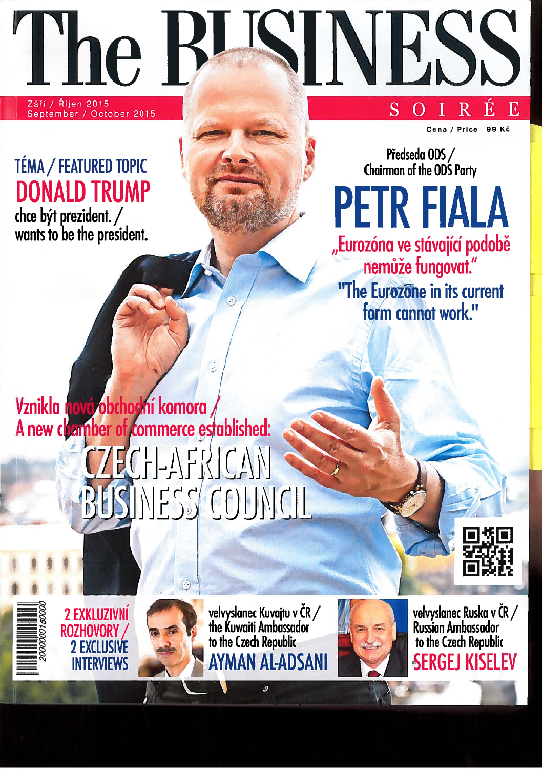# The BUSINESS SOIRÉE

Září / Říjen 2015
September / October 2015

Cena / Price 99 Kč

## TÉMA / FEATURED TOPIC

## DONALD TRUMP

chce být prezident. /
wants to be the president.

Předseda ODS /
Chairman of the ODS Party

## PETR FIALA

„Eurozóna ve stávající podobě nemůže fungovat."
"The Eurozone in its current form cannot work."

Vznikla nová obchodní komora /
A new chamber of commerce established:

## CZECH-AFRICAN BUSINESS COUNCIL

2 EXKLUZIVNÍ ROZHOVORY /
2 EXCLUSIVE INTERVIEWS

velvyslanec Kuvajtu v ČR /
the Kuwaiti Ambassador to the Czech Republic
**AYMAN AL-ADSANI**

velvyslanec Ruska v ČR /
Russian Ambassador to the Czech Republic
**SERGEJ KISELEV**

2000000150000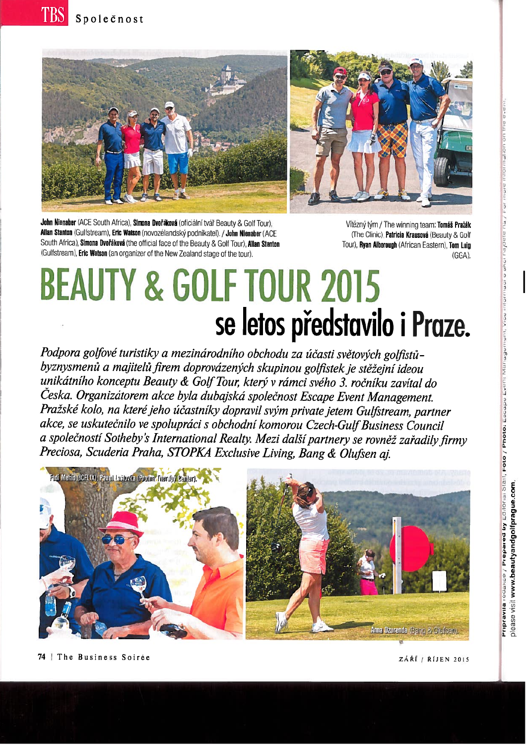**John Nienaber** (ACE South Africa), **Simona Dvořáková** (oficiální tvář Beauty & Golf Tour), **Allan Stanton** (Gulfstream), **Eric Watson** (novozélandský podnikatel). / **John Nienaber** (ACE South Africa), **Simona Dvořáková** (the official face of the Beauty & Golf Tour), **Allan Stanton** (Gulfstream), **Eric Watson** (an organizer of the New Zealand stage of the tour).

Vítězný tým / The winning team: **Tomáš Pražák** (The Clinic), **Patricia Krausová** (Beauty & Golf Tour), **Ryan Alborough** (African Eastern), **Tom Luigi** (GGA).

# BEAUTY & GOLF TOUR 2015
## se letos představilo i Praze.

*Podpora golfové turistiky a mezinárodního obchodu za účasti světových golfistů-byznysmenů a majitelů firem doprovázených skupinou golfistek je stěžejní ideou unikátního konceptu Beauty & Golf Tour, který v rámci svého 3. ročníku zavítal do Česka. Organizátorem akce byla dubajská společnost Escape Event Management. Pražské kolo, na které jeho účastníky dopravil svým private jetem Gulfstream, partner akce, se uskutečnilo ve spolupráci s obchodní komorou Czech-Gulf Business Council a společností Sotheby's International Realty. Mezi další partnery se rovněž zařadily firmy Preciosa, Scuderia Praha, STOPKA Exclusive Living, Bang & Olufsen aj.*

Fadi Mehio (ICFLIX), Pavel Laštovka (Proton Therapy Center).

Anna Dzurenda (Bang & Olufsen).

Připravila redakce / Prepared by Editorial Staff, Foto / Photo: Escape Event Management, více informací o akci najdete na / For more information on the event, please visit www.beautyandgolfprague.com.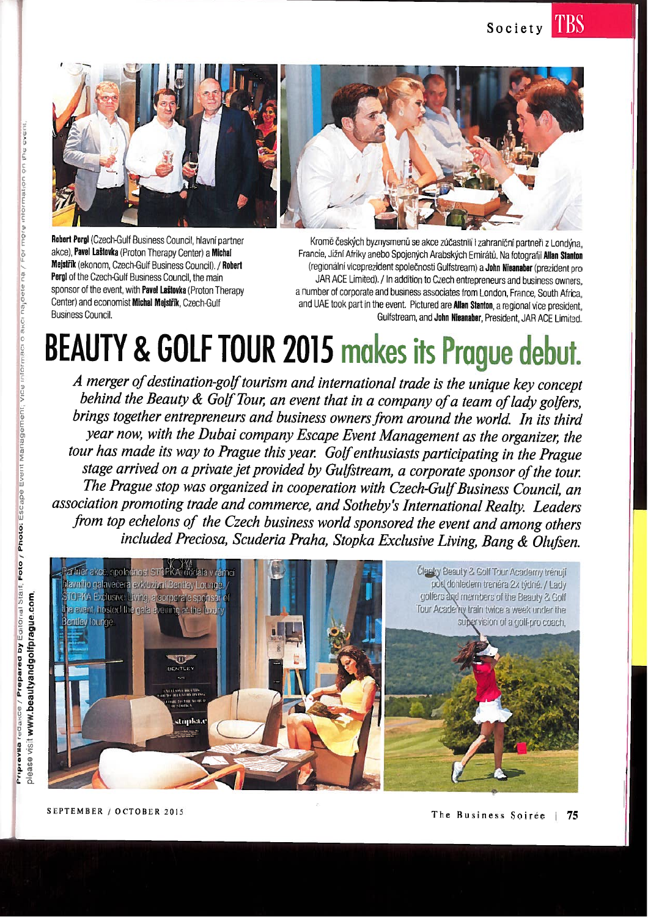**Robert Pergl** (Czech-Gulf Business Council, hlavní partner akce), **Pavel Laštovka** (Proton Therapy Center) a **Michal Mejstřík** (ekonom, Czech-Gulf Business Council). / **Robert Pergl** of the Czech-Gulf Business Council, the main sponsor of the event, with **Pavel Laštovka** (Proton Therapy Center) and economist **Michal Mejstřík**, Czech-Gulf Business Council.

Kromě českých byznysmenů se akce zúčastnili i zahraniční partneři z Londýna, Francie, Jižní Afriky anebo Spojených Arabských Emirátů. Na fotografii **Allan Stanton** (regionální viceprezident společnosti Gulfstream) a **John Nieanaber** (prezident pro JAR ACE Limited). / In addition to Czech entrepreneurs and business owners, a number of corporate and business associates from London, France, South Africa, and UAE took part in the event. Pictured are **Allan Stanton**, a regional vice president, Gulfstream, and **John Nieanaber**, President, JAR ACE Limited.

# BEAUTY & GOLF TOUR 2015 makes its Prague debut.

*A merger of destination-golf tourism and international trade is the unique key concept behind the Beauty & Golf Tour, an event that in a company of a team of lady golfers, brings together entrepreneurs and business owners from around the world. In its third year now, with the Dubai company Escape Event Management as the organizer, the tour has made its way to Prague this year. Golf enthusiasts participating in the Prague stage arrived on a private jet provided by Gulfstream, a corporate sponsor of the tour. The Prague stop was organized in cooperation with Czech-Gulf Business Council, an association promoting trade and commerce, and Sotheby's International Realty. Leaders from top echelons of the Czech business world sponsored the event and among others included Preciosa, Scuderia Praha, Stopka Exclusive Living, Bang & Olufsen.*

Partner akce, společnost STOPKA, dodala v rámci hlavního galavečera exkluzivní Bentley Lounge. / STOPKA Exclusive Living, a corporate sponsor of the event, hosted the gala evening at the luxury Bentley lounge.

Český Beauty & Golf Tour Academy trénují pod dohledem trenéra 2x týdně. / Lady golfers and members of the Beauty & Golf Tour Academy train twice a week under the supervision of a golf-pro coach.

Připravila redakce / Prepared by Editorial Staff, Foto / Photo: Escape Event Management; Více informací o akci najdete na / For more information on the event, please visit www.beautyandgolfprague.com.